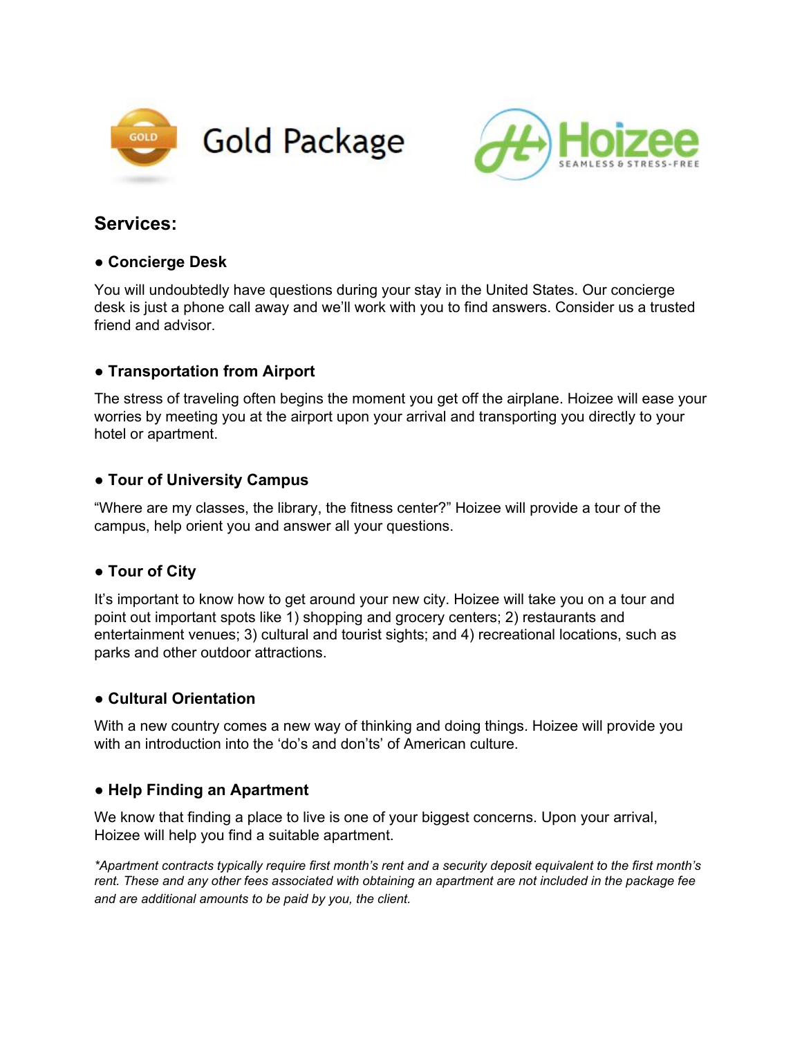# Gold Package

**Hoizee** SEAMLESS & STRESS-FREE

## Services:

### ● Concierge Desk

You will undoubtedly have questions during your stay in the United States. Our concierge desk is just a phone call away and we'll work with you to find answers. Consider us a trusted friend and advisor.

### ● Transportation from Airport

The stress of traveling often begins the moment you get off the airplane. Hoizee will ease your worries by meeting you at the airport upon your arrival and transporting you directly to your hotel or apartment.

### ● Tour of University Campus

"Where are my classes, the library, the fitness center?" Hoizee will provide a tour of the campus, help orient you and answer all your questions.

### ● Tour of City

It's important to know how to get around your new city. Hoizee will take you on a tour and point out important spots like 1) shopping and grocery centers; 2) restaurants and entertainment venues; 3) cultural and tourist sights; and 4) recreational locations, such as parks and other outdoor attractions.

### ● Cultural Orientation

With a new country comes a new way of thinking and doing things. Hoizee will provide you with an introduction into the 'do's and don'ts' of American culture.

### ● Help Finding an Apartment

We know that finding a place to live is one of your biggest concerns. Upon your arrival, Hoizee will help you find a suitable apartment.

*\*Apartment contracts typically require first month's rent and a security deposit equivalent to the first month's rent. These and any other fees associated with obtaining an apartment are not included in the package fee and are additional amounts to be paid by you, the client.*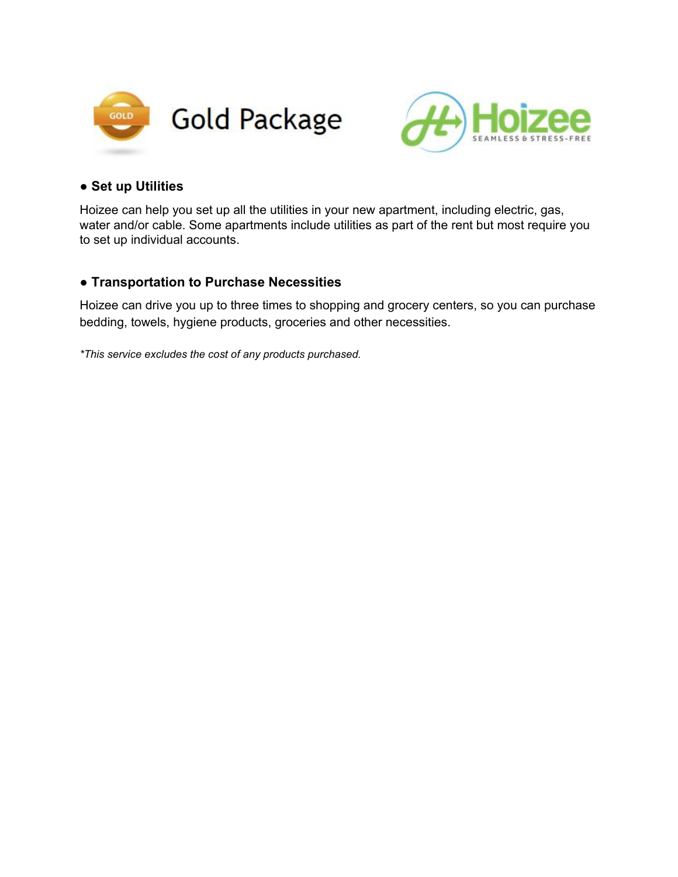# Gold Package

Hoizee
SEAMLESS & STRESS-FREE

● **Set up Utilities**

Hoizee can help you set up all the utilities in your new apartment, including electric, gas, water and/or cable. Some apartments include utilities as part of the rent but most require you to set up individual accounts.

● **Transportation to Purchase Necessities**

Hoizee can drive you up to three times to shopping and grocery centers, so you can purchase bedding, towels, hygiene products, groceries and other necessities.

*\*This service excludes the cost of any products purchased.*